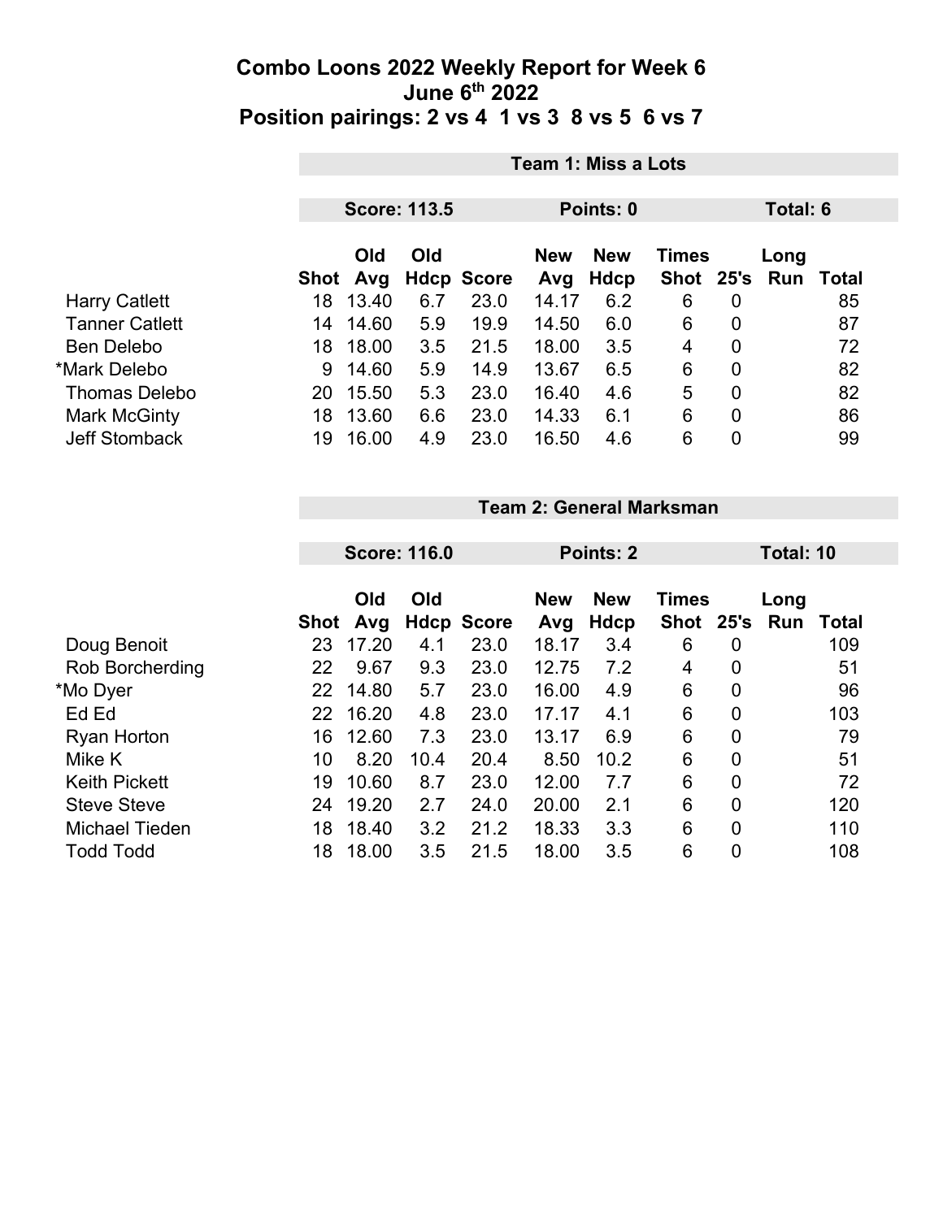# Combo Loons 2022 Weekly Report for Week 6
## June 6th 2022
## Position pairings: 2 vs 4 1 vs 3 8 vs 5 6 vs 7

| Team 1: Miss a Lots | | | | | | | | | | |
|---|---|---|---|---|---|---|---|---|---|---|
| | Score: 113.5 | | | Points: 0 | | | Total: 6 | | | |
| | Shot | Old Avg | Old Hdcp | Score | New Avg | New Hdcp | Times Shot | 25's | Long Run | Total |
| Harry Catlett | 18 | 13.40 | 6.7 | 23.0 | 14.17 | 6.2 | 6 | 0 | | 85 |
| Tanner Catlett | 14 | 14.60 | 5.9 | 19.9 | 14.50 | 6.0 | 6 | 0 | | 87 |
| Ben Delebo | 18 | 18.00 | 3.5 | 21.5 | 18.00 | 3.5 | 4 | 0 | | 72 |
| *Mark Delebo | 9 | 14.60 | 5.9 | 14.9 | 13.67 | 6.5 | 6 | 0 | | 82 |
| Thomas Delebo | 20 | 15.50 | 5.3 | 23.0 | 16.40 | 4.6 | 5 | 0 | | 82 |
| Mark McGinty | 18 | 13.60 | 6.6 | 23.0 | 14.33 | 6.1 | 6 | 0 | | 86 |
| Jeff Stomback | 19 | 16.00 | 4.9 | 23.0 | 16.50 | 4.6 | 6 | 0 | | 99 |

| Team 2: General Marksman | | | | | | | | | | |
|---|---|---|---|---|---|---|---|---|---|---|
| | Score: 116.0 | | | Points: 2 | | | Total: 10 | | | |
| | Shot | Old Avg | Old Hdcp | Score | New Avg | New Hdcp | Times Shot | 25's | Long Run | Total |
| Doug Benoit | 23 | 17.20 | 4.1 | 23.0 | 18.17 | 3.4 | 6 | 0 | | 109 |
| Rob Borcherding | 22 | 9.67 | 9.3 | 23.0 | 12.75 | 7.2 | 4 | 0 | | 51 |
| *Mo Dyer | 22 | 14.80 | 5.7 | 23.0 | 16.00 | 4.9 | 6 | 0 | | 96 |
| Ed Ed | 22 | 16.20 | 4.8 | 23.0 | 17.17 | 4.1 | 6 | 0 | | 103 |
| Ryan Horton | 16 | 12.60 | 7.3 | 23.0 | 13.17 | 6.9 | 6 | 0 | | 79 |
| Mike K | 10 | 8.20 | 10.4 | 20.4 | 8.50 | 10.2 | 6 | 0 | | 51 |
| Keith Pickett | 19 | 10.60 | 8.7 | 23.0 | 12.00 | 7.7 | 6 | 0 | | 72 |
| Steve Steve | 24 | 19.20 | 2.7 | 24.0 | 20.00 | 2.1 | 6 | 0 | | 120 |
| Michael Tieden | 18 | 18.40 | 3.2 | 21.2 | 18.33 | 3.3 | 6 | 0 | | 110 |
| Todd Todd | 18 | 18.00 | 3.5 | 21.5 | 18.00 | 3.5 | 6 | 0 | | 108 |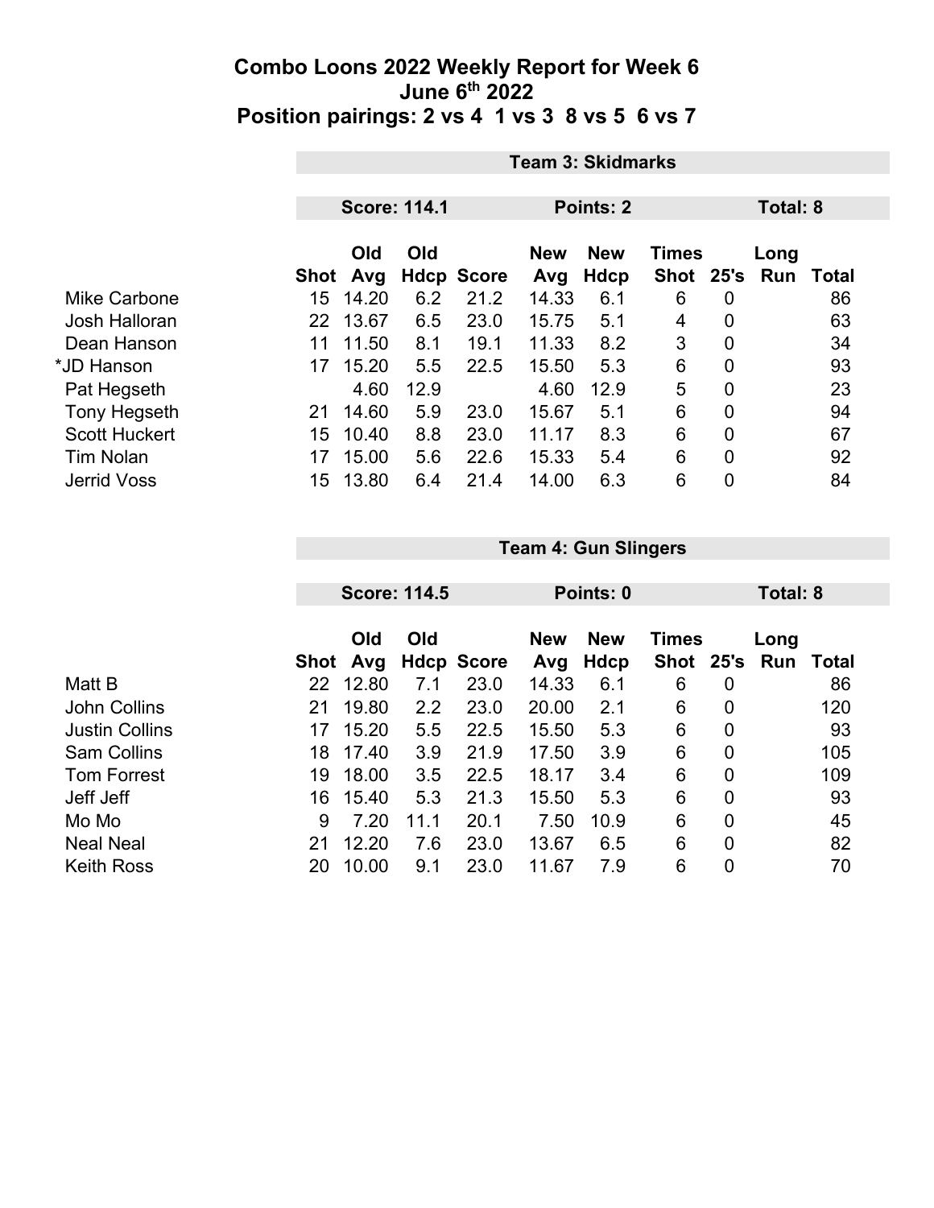# Combo Loons 2022 Weekly Report for Week 6
## June 6th 2022
## Position pairings: 2 vs 4 1 vs 3 8 vs 5 6 vs 7

**Team 3: Skidmarks**

**Score: 114.1** | **Points: 2** | **Total: 8**

| | Shot | Old Avg | Old Hdcp | Score | New Avg | New Hdcp | Times Shot | 25's | Long Run | Total |
|---|---|---|---|---|---|---|---|---|---|---|
| Mike Carbone | 15 | 14.20 | 6.2 | 21.2 | 14.33 | 6.1 | 6 | 0 | | 86 |
| Josh Halloran | 22 | 13.67 | 6.5 | 23.0 | 15.75 | 5.1 | 4 | 0 | | 63 |
| Dean Hanson | 11 | 11.50 | 8.1 | 19.1 | 11.33 | 8.2 | 3 | 0 | | 34 |
| *JD Hanson | 17 | 15.20 | 5.5 | 22.5 | 15.50 | 5.3 | 6 | 0 | | 93 |
| Pat Hegseth | | 4.60 | 12.9 | | 4.60 | 12.9 | 5 | 0 | | 23 |
| Tony Hegseth | 21 | 14.60 | 5.9 | 23.0 | 15.67 | 5.1 | 6 | 0 | | 94 |
| Scott Huckert | 15 | 10.40 | 8.8 | 23.0 | 11.17 | 8.3 | 6 | 0 | | 67 |
| Tim Nolan | 17 | 15.00 | 5.6 | 22.6 | 15.33 | 5.4 | 6 | 0 | | 92 |
| Jerrid Voss | 15 | 13.80 | 6.4 | 21.4 | 14.00 | 6.3 | 6 | 0 | | 84 |

**Team 4: Gun Slingers**

**Score: 114.5** | **Points: 0** | **Total: 8**

| | Shot | Old Avg | Old Hdcp | Score | New Avg | New Hdcp | Times Shot | 25's | Long Run | Total |
|---|---|---|---|---|---|---|---|---|---|---|
| Matt B | 22 | 12.80 | 7.1 | 23.0 | 14.33 | 6.1 | 6 | 0 | | 86 |
| John Collins | 21 | 19.80 | 2.2 | 23.0 | 20.00 | 2.1 | 6 | 0 | | 120 |
| Justin Collins | 17 | 15.20 | 5.5 | 22.5 | 15.50 | 5.3 | 6 | 0 | | 93 |
| Sam Collins | 18 | 17.40 | 3.9 | 21.9 | 17.50 | 3.9 | 6 | 0 | | 105 |
| Tom Forrest | 19 | 18.00 | 3.5 | 22.5 | 18.17 | 3.4 | 6 | 0 | | 109 |
| Jeff Jeff | 16 | 15.40 | 5.3 | 21.3 | 15.50 | 5.3 | 6 | 0 | | 93 |
| Mo Mo | 9 | 7.20 | 11.1 | 20.1 | 7.50 | 10.9 | 6 | 0 | | 45 |
| Neal Neal | 21 | 12.20 | 7.6 | 23.0 | 13.67 | 6.5 | 6 | 0 | | 82 |
| Keith Ross | 20 | 10.00 | 9.1 | 23.0 | 11.67 | 7.9 | 6 | 0 | | 70 |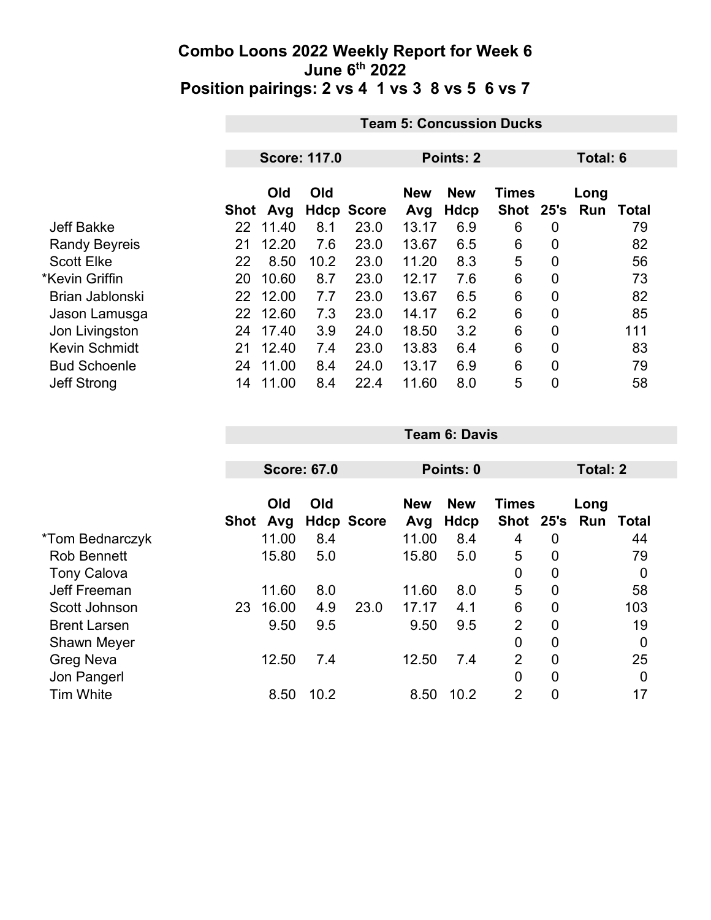# Combo Loons 2022 Weekly Report for Week 6
## June 6th 2022
## Position pairings: 2 vs 4 1 vs 3 8 vs 5 6 vs 7

| | Team 5: Concussion Ducks | | | | | | | | | |
|---|---|---|---|---|---|---|---|---|---|---|
| | Score: 117.0 | | | | Points: 2 | | | Total: 6 | | |
| | Shot | Old Avg | Old Hdcp | Score | New Avg | New Hdcp | Times Shot | 25's | Long Run | Total |
| Jeff Bakke | 22 | 11.40 | 8.1 | 23.0 | 13.17 | 6.9 | 6 | 0 | | 79 |
| Randy Beyreis | 21 | 12.20 | 7.6 | 23.0 | 13.67 | 6.5 | 6 | 0 | | 82 |
| Scott Elke | 22 | 8.50 | 10.2 | 23.0 | 11.20 | 8.3 | 5 | 0 | | 56 |
| *Kevin Griffin | 20 | 10.60 | 8.7 | 23.0 | 12.17 | 7.6 | 6 | 0 | | 73 |
| Brian Jablonski | 22 | 12.00 | 7.7 | 23.0 | 13.67 | 6.5 | 6 | 0 | | 82 |
| Jason Lamusga | 22 | 12.60 | 7.3 | 23.0 | 14.17 | 6.2 | 6 | 0 | | 85 |
| Jon Livingston | 24 | 17.40 | 3.9 | 24.0 | 18.50 | 3.2 | 6 | 0 | | 111 |
| Kevin Schmidt | 21 | 12.40 | 7.4 | 23.0 | 13.83 | 6.4 | 6 | 0 | | 83 |
| Bud Schoenle | 24 | 11.00 | 8.4 | 24.0 | 13.17 | 6.9 | 6 | 0 | | 79 |
| Jeff Strong | 14 | 11.00 | 8.4 | 22.4 | 11.60 | 8.0 | 5 | 0 | | 58 |

| | Team 6: Davis | | | | | | | | | |
|---|---|---|---|---|---|---|---|---|---|---|
| | Score: 67.0 | | | | Points: 0 | | | Total: 2 | | |
| | Shot | Old Avg | Old Hdcp | Score | New Avg | New Hdcp | Times Shot | 25's | Long Run | Total |
| *Tom Bednarczyk | | 11.00 | 8.4 | | 11.00 | 8.4 | 4 | 0 | | 44 |
| Rob Bennett | | 15.80 | 5.0 | | 15.80 | 5.0 | 5 | 0 | | 79 |
| Tony Calova | | | | | | | 0 | 0 | | 0 |
| Jeff Freeman | | 11.60 | 8.0 | | 11.60 | 8.0 | 5 | 0 | | 58 |
| Scott Johnson | 23 | 16.00 | 4.9 | 23.0 | 17.17 | 4.1 | 6 | 0 | | 103 |
| Brent Larsen | | 9.50 | 9.5 | | 9.50 | 9.5 | 2 | 0 | | 19 |
| Shawn Meyer | | | | | | | 0 | 0 | | 0 |
| Greg Neva | | 12.50 | 7.4 | | 12.50 | 7.4 | 2 | 0 | | 25 |
| Jon Pangerl | | | | | | | 0 | 0 | | 0 |
| Tim White | | 8.50 | 10.2 | | 8.50 | 10.2 | 2 | 0 | | 17 |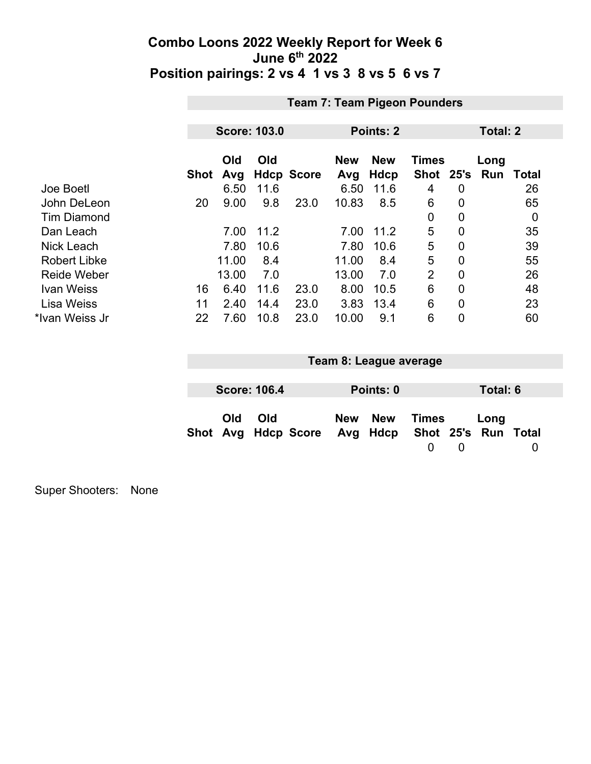# Combo Loons 2022 Weekly Report for Week 6
## June 6th 2022
## Position pairings: 2 vs 4  1 vs 3  8 vs 5  6 vs 7

### Team 7: Team Pigeon Pounders

**Score: 103.0** | **Points: 2** | **Total: 2**

| | Shot | Old Avg | Old Hdcp | Score | New Avg | New Hdcp | Times Shot | 25's | Long Run | Total |
|---|---|---|---|---|---|---|---|---|---|---|
| Joe Boetl | | 6.50 | 11.6 | | 6.50 | 11.6 | 4 | 0 | | 26 |
| John DeLeon | 20 | 9.00 | 9.8 | 23.0 | 10.83 | 8.5 | 6 | 0 | | 65 |
| Tim Diamond | | | | | | | 0 | 0 | | 0 |
| Dan Leach | | 7.00 | 11.2 | | 7.00 | 11.2 | 5 | 0 | | 35 |
| Nick Leach | | 7.80 | 10.6 | | 7.80 | 10.6 | 5 | 0 | | 39 |
| Robert Libke | | 11.00 | 8.4 | | 11.00 | 8.4 | 5 | 0 | | 55 |
| Reide Weber | | 13.00 | 7.0 | | 13.00 | 7.0 | 2 | 0 | | 26 |
| Ivan Weiss | 16 | 6.40 | 11.6 | 23.0 | 8.00 | 10.5 | 6 | 0 | | 48 |
| Lisa Weiss | 11 | 2.40 | 14.4 | 23.0 | 3.83 | 13.4 | 6 | 0 | | 23 |
| *Ivan Weiss Jr | 22 | 7.60 | 10.8 | 23.0 | 10.00 | 9.1 | 6 | 0 | | 60 |

### Team 8: League average

**Score: 106.4** | **Points: 0** | **Total: 6**

| | Shot | Old Avg | Old Hdcp | Score | New Avg | New Hdcp | Times Shot | 25's | Long Run | Total |
|---|---|---|---|---|---|---|---|---|---|---|
| | | | | | | | 0 | 0 | | 0 |

Super Shooters: None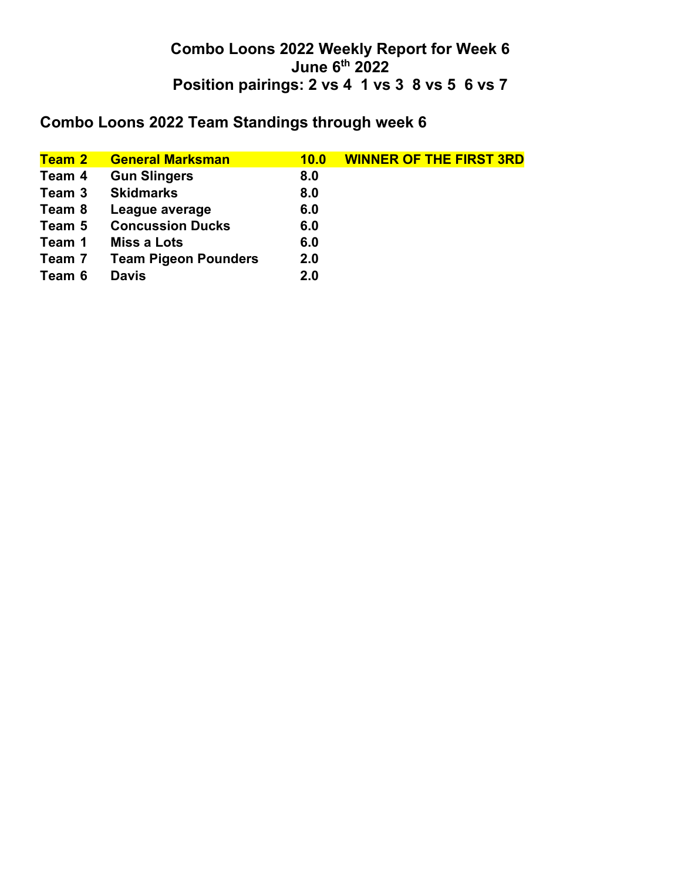# Combo Loons 2022 Weekly Report for Week 6
# June 6th 2022
# Position pairings: 2 vs 4  1 vs 3  8 vs 5  6 vs 7

## Combo Loons 2022 Team Standings through week 6

| | | | |
|---|---|---|---|
| **Team 2** | **General Marksman** | **10.0** | **WINNER OF THE FIRST 3RD** |
| **Team 4** | **Gun Slingers** | **8.0** | |
| **Team 3** | **Skidmarks** | **8.0** | |
| **Team 8** | **League average** | **6.0** | |
| **Team 5** | **Concussion Ducks** | **6.0** | |
| **Team 1** | **Miss a Lots** | **6.0** | |
| **Team 7** | **Team Pigeon Pounders** | **2.0** | |
| **Team 6** | **Davis** | **2.0** | |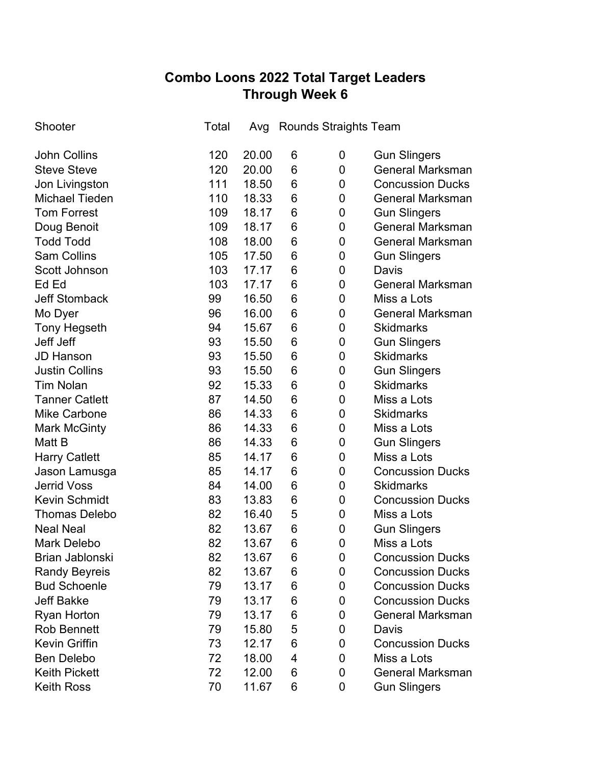# Combo Loons 2022 Total Target Leaders
## Through Week 6

| Shooter | Total | Avg | Rounds | Straights | Team |
|---|---|---|---|---|---|
| John Collins | 120 | 20.00 | 6 | 0 | Gun Slingers |
| Steve Steve | 120 | 20.00 | 6 | 0 | General Marksman |
| Jon Livingston | 111 | 18.50 | 6 | 0 | Concussion Ducks |
| Michael Tieden | 110 | 18.33 | 6 | 0 | General Marksman |
| Tom Forrest | 109 | 18.17 | 6 | 0 | Gun Slingers |
| Doug Benoit | 109 | 18.17 | 6 | 0 | General Marksman |
| Todd Todd | 108 | 18.00 | 6 | 0 | General Marksman |
| Sam Collins | 105 | 17.50 | 6 | 0 | Gun Slingers |
| Scott Johnson | 103 | 17.17 | 6 | 0 | Davis |
| Ed Ed | 103 | 17.17 | 6 | 0 | General Marksman |
| Jeff Stomback | 99 | 16.50 | 6 | 0 | Miss a Lots |
| Mo Dyer | 96 | 16.00 | 6 | 0 | General Marksman |
| Tony Hegseth | 94 | 15.67 | 6 | 0 | Skidmarks |
| Jeff Jeff | 93 | 15.50 | 6 | 0 | Gun Slingers |
| JD Hanson | 93 | 15.50 | 6 | 0 | Skidmarks |
| Justin Collins | 93 | 15.50 | 6 | 0 | Gun Slingers |
| Tim Nolan | 92 | 15.33 | 6 | 0 | Skidmarks |
| Tanner Catlett | 87 | 14.50 | 6 | 0 | Miss a Lots |
| Mike Carbone | 86 | 14.33 | 6 | 0 | Skidmarks |
| Mark McGinty | 86 | 14.33 | 6 | 0 | Miss a Lots |
| Matt B | 86 | 14.33 | 6 | 0 | Gun Slingers |
| Harry Catlett | 85 | 14.17 | 6 | 0 | Miss a Lots |
| Jason Lamusga | 85 | 14.17 | 6 | 0 | Concussion Ducks |
| Jerrid Voss | 84 | 14.00 | 6 | 0 | Skidmarks |
| Kevin Schmidt | 83 | 13.83 | 6 | 0 | Concussion Ducks |
| Thomas Delebo | 82 | 16.40 | 5 | 0 | Miss a Lots |
| Neal Neal | 82 | 13.67 | 6 | 0 | Gun Slingers |
| Mark Delebo | 82 | 13.67 | 6 | 0 | Miss a Lots |
| Brian Jablonski | 82 | 13.67 | 6 | 0 | Concussion Ducks |
| Randy Beyreis | 82 | 13.67 | 6 | 0 | Concussion Ducks |
| Bud Schoenle | 79 | 13.17 | 6 | 0 | Concussion Ducks |
| Jeff Bakke | 79 | 13.17 | 6 | 0 | Concussion Ducks |
| Ryan Horton | 79 | 13.17 | 6 | 0 | General Marksman |
| Rob Bennett | 79 | 15.80 | 5 | 0 | Davis |
| Kevin Griffin | 73 | 12.17 | 6 | 0 | Concussion Ducks |
| Ben Delebo | 72 | 18.00 | 4 | 0 | Miss a Lots |
| Keith Pickett | 72 | 12.00 | 6 | 0 | General Marksman |
| Keith Ross | 70 | 11.67 | 6 | 0 | Gun Slingers |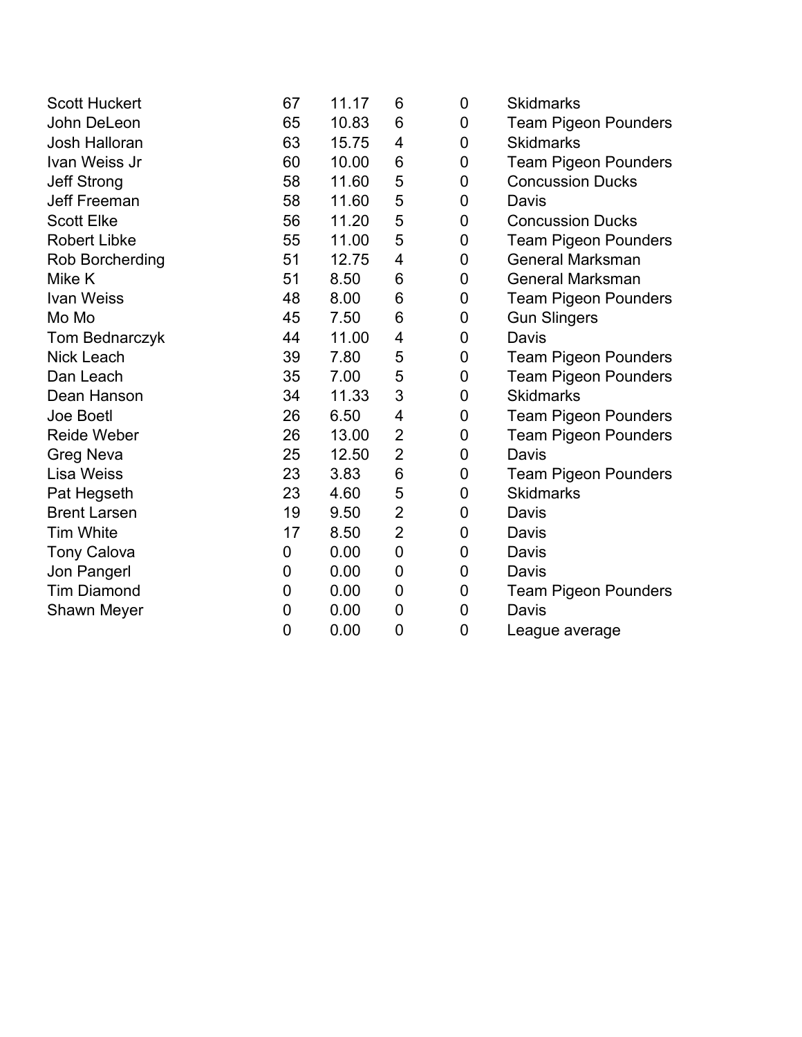| | | | | | |
|---|---|---|---|---|---|
| Scott Huckert | 67 | 11.17 | 6 | 0 | Skidmarks |
| John DeLeon | 65 | 10.83 | 6 | 0 | Team Pigeon Pounders |
| Josh Halloran | 63 | 15.75 | 4 | 0 | Skidmarks |
| Ivan Weiss Jr | 60 | 10.00 | 6 | 0 | Team Pigeon Pounders |
| Jeff Strong | 58 | 11.60 | 5 | 0 | Concussion Ducks |
| Jeff Freeman | 58 | 11.60 | 5 | 0 | Davis |
| Scott Elke | 56 | 11.20 | 5 | 0 | Concussion Ducks |
| Robert Libke | 55 | 11.00 | 5 | 0 | Team Pigeon Pounders |
| Rob Borcherding | 51 | 12.75 | 4 | 0 | General Marksman |
| Mike K | 51 | 8.50 | 6 | 0 | General Marksman |
| Ivan Weiss | 48 | 8.00 | 6 | 0 | Team Pigeon Pounders |
| Mo Mo | 45 | 7.50 | 6 | 0 | Gun Slingers |
| Tom Bednarczyk | 44 | 11.00 | 4 | 0 | Davis |
| Nick Leach | 39 | 7.80 | 5 | 0 | Team Pigeon Pounders |
| Dan Leach | 35 | 7.00 | 5 | 0 | Team Pigeon Pounders |
| Dean Hanson | 34 | 11.33 | 3 | 0 | Skidmarks |
| Joe Boetl | 26 | 6.50 | 4 | 0 | Team Pigeon Pounders |
| Reide Weber | 26 | 13.00 | 2 | 0 | Team Pigeon Pounders |
| Greg Neva | 25 | 12.50 | 2 | 0 | Davis |
| Lisa Weiss | 23 | 3.83 | 6 | 0 | Team Pigeon Pounders |
| Pat Hegseth | 23 | 4.60 | 5 | 0 | Skidmarks |
| Brent Larsen | 19 | 9.50 | 2 | 0 | Davis |
| Tim White | 17 | 8.50 | 2 | 0 | Davis |
| Tony Calova | 0 | 0.00 | 0 | 0 | Davis |
| Jon Pangerl | 0 | 0.00 | 0 | 0 | Davis |
| Tim Diamond | 0 | 0.00 | 0 | 0 | Team Pigeon Pounders |
| Shawn Meyer | 0 | 0.00 | 0 | 0 | Davis |
| | 0 | 0.00 | 0 | 0 | League average |